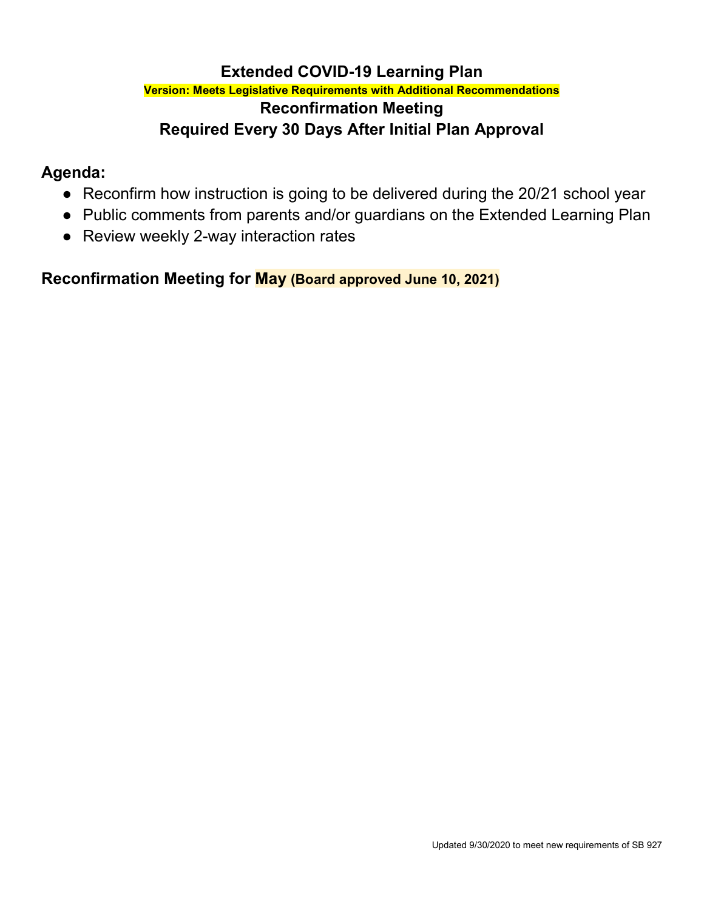# Extended COVID-19 Learning Plan

**Version: Meets Legislative Requirements with Additional Recommendations**

## Reconfirmation Meeting

## Required Every 30 Days After Initial Plan Approval

## Agenda:

- Reconfirm how instruction is going to be delivered during the 20/21 school year
- Public comments from parents and/or guardians on the Extended Learning Plan
- Review weekly 2-way interaction rates

### Reconfirmation Meeting for May (Board approved June 10, 2021)

Updated 9/30/2020 to meet new requirements of SB 927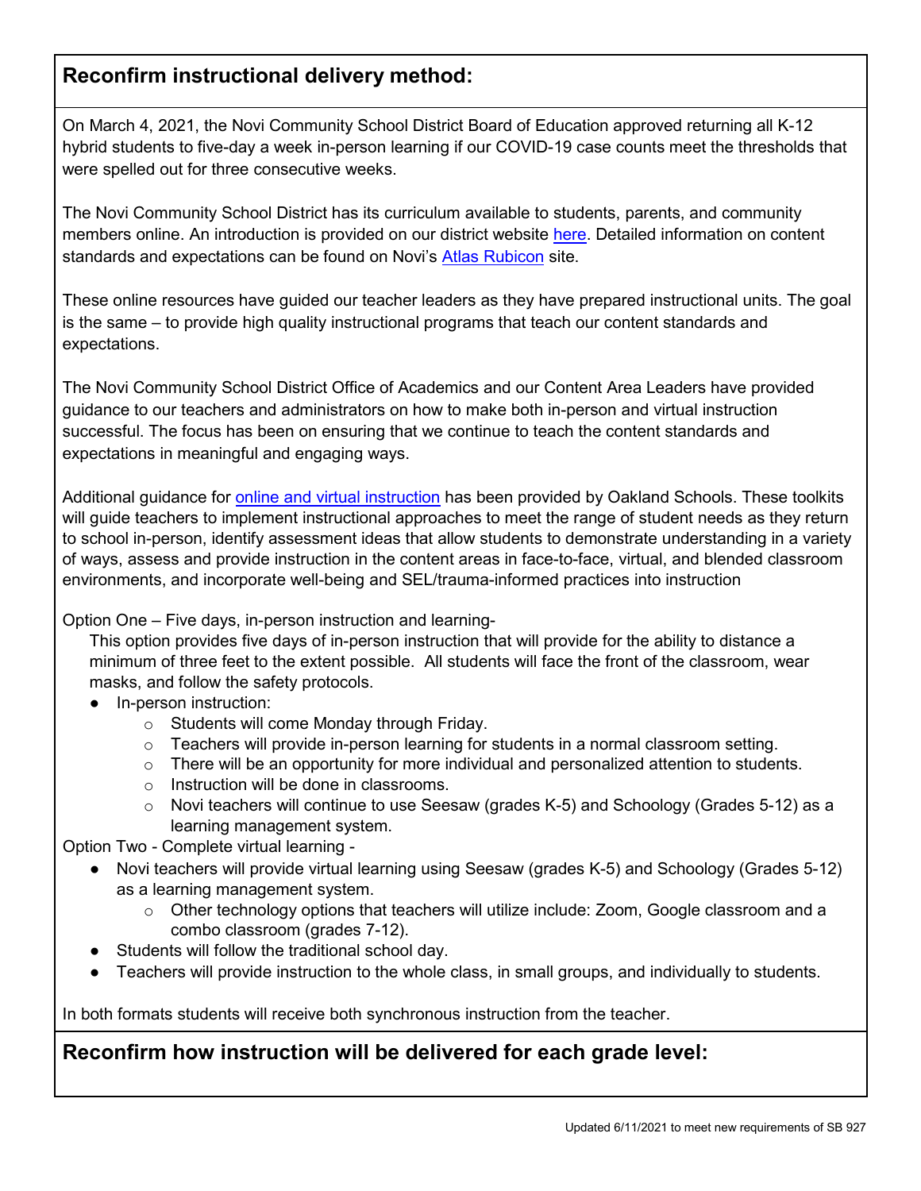## Reconfirm instructional delivery method:

On March 4, 2021, the Novi Community School District Board of Education approved returning all K-12 hybrid students to five-day a week in-person learning if our COVID-19 case counts meet the thresholds that were spelled out for three consecutive weeks.

The Novi Community School District has its curriculum available to students, parents, and community members online. An introduction is provided on our district website here. Detailed information on content standards and expectations can be found on Novi's Atlas Rubicon site.

These online resources have guided our teacher leaders as they have prepared instructional units. The goal is the same – to provide high quality instructional programs that teach our content standards and expectations.

The Novi Community School District Office of Academics and our Content Area Leaders have provided guidance to our teachers and administrators on how to make both in-person and virtual instruction successful. The focus has been on ensuring that we continue to teach the content standards and expectations in meaningful and engaging ways.

Additional guidance for online and virtual instruction has been provided by Oakland Schools. These toolkits will guide teachers to implement instructional approaches to meet the range of student needs as they return to school in-person, identify assessment ideas that allow students to demonstrate understanding in a variety of ways, assess and provide instruction in the content areas in face-to-face, virtual, and blended classroom environments, and incorporate well-being and SEL/trauma-informed practices into instruction

Option One – Five days, in-person instruction and learning-

This option provides five days of in-person instruction that will provide for the ability to distance a minimum of three feet to the extent possible. All students will face the front of the classroom, wear masks, and follow the safety protocols.

- In-person instruction:
  - Students will come Monday through Friday.
  - Teachers will provide in-person learning for students in a normal classroom setting.
  - There will be an opportunity for more individual and personalized attention to students.
  - Instruction will be done in classrooms.
  - Novi teachers will continue to use Seesaw (grades K-5) and Schoology (Grades 5-12) as a learning management system.

Option Two - Complete virtual learning -

- Novi teachers will provide virtual learning using Seesaw (grades K-5) and Schoology (Grades 5-12) as a learning management system.
  - Other technology options that teachers will utilize include: Zoom, Google classroom and a combo classroom (grades 7-12).
- Students will follow the traditional school day.
- Teachers will provide instruction to the whole class, in small groups, and individually to students.

In both formats students will receive both synchronous instruction from the teacher.

## Reconfirm how instruction will be delivered for each grade level:

Updated 6/11/2021 to meet new requirements of SB 927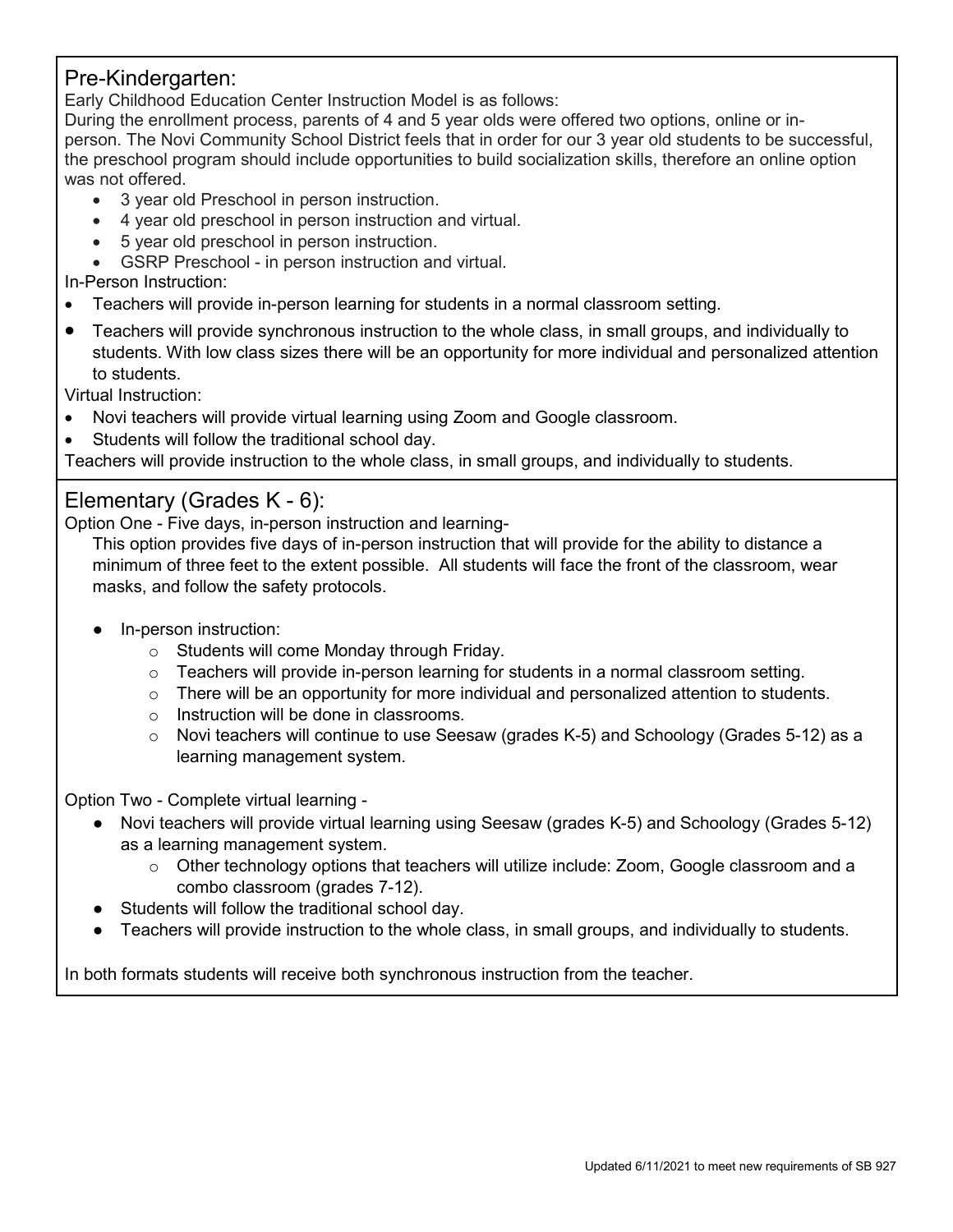## Pre-Kindergarten:

Early Childhood Education Center Instruction Model is as follows:

During the enrollment process, parents of 4 and 5 year olds were offered two options, online or in-person. The Novi Community School District feels that in order for our 3 year old students to be successful, the preschool program should include opportunities to build socialization skills, therefore an online option was not offered.

- 3 year old Preschool in person instruction.
- 4 year old preschool in person instruction and virtual.
- 5 year old preschool in person instruction.
- GSRP Preschool - in person instruction and virtual.

In-Person Instruction:

- Teachers will provide in-person learning for students in a normal classroom setting.
- Teachers will provide synchronous instruction to the whole class, in small groups, and individually to students. With low class sizes there will be an opportunity for more individual and personalized attention to students.

Virtual Instruction:

- Novi teachers will provide virtual learning using Zoom and Google classroom.
- Students will follow the traditional school day.

Teachers will provide instruction to the whole class, in small groups, and individually to students.

## Elementary (Grades K - 6):

Option One - Five days, in-person instruction and learning-

This option provides five days of in-person instruction that will provide for the ability to distance a minimum of three feet to the extent possible. All students will face the front of the classroom, wear masks, and follow the safety protocols.

- In-person instruction:
  - Students will come Monday through Friday.
  - Teachers will provide in-person learning for students in a normal classroom setting.
  - There will be an opportunity for more individual and personalized attention to students.
  - Instruction will be done in classrooms.
  - Novi teachers will continue to use Seesaw (grades K-5) and Schoology (Grades 5-12) as a learning management system.

Option Two - Complete virtual learning -

- Novi teachers will provide virtual learning using Seesaw (grades K-5) and Schoology (Grades 5-12) as a learning management system.
  - Other technology options that teachers will utilize include: Zoom, Google classroom and a combo classroom (grades 7-12).
- Students will follow the traditional school day.
- Teachers will provide instruction to the whole class, in small groups, and individually to students.

In both formats students will receive both synchronous instruction from the teacher.

Updated 6/11/2021 to meet new requirements of SB 927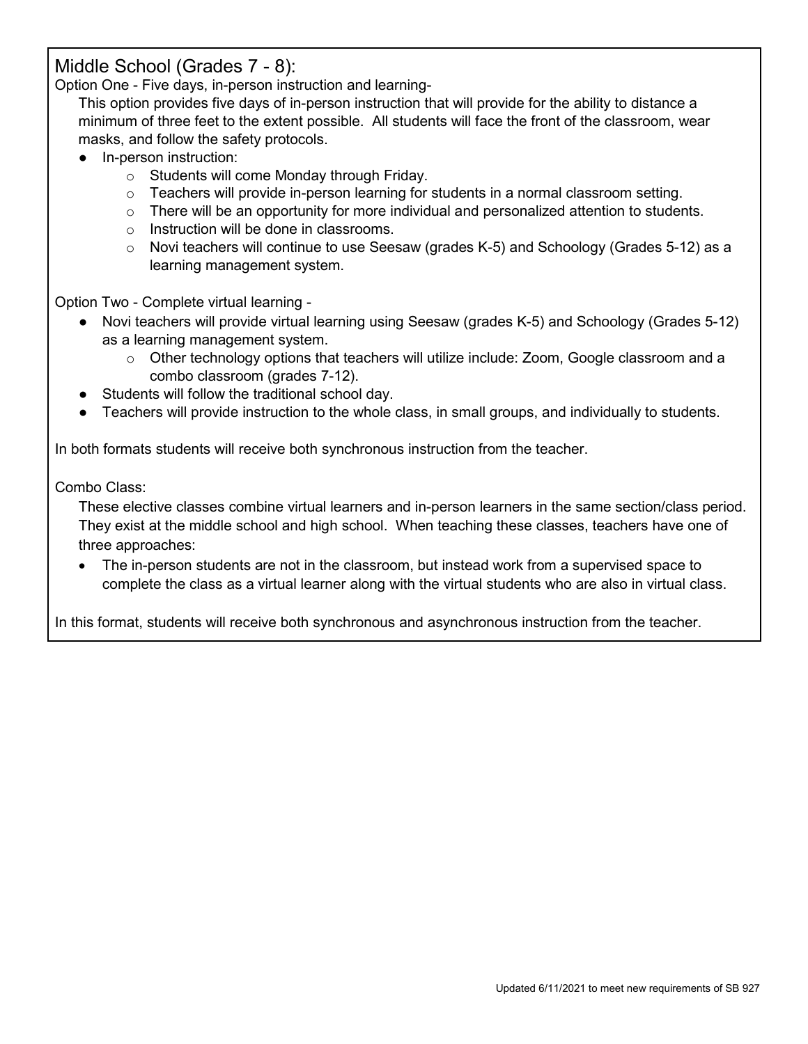## Middle School (Grades 7 - 8):

Option One - Five days, in-person instruction and learning-

This option provides five days of in-person instruction that will provide for the ability to distance a minimum of three feet to the extent possible. All students will face the front of the classroom, wear masks, and follow the safety protocols.

- In-person instruction:
  - Students will come Monday through Friday.
  - Teachers will provide in-person learning for students in a normal classroom setting.
  - There will be an opportunity for more individual and personalized attention to students.
  - Instruction will be done in classrooms.
  - Novi teachers will continue to use Seesaw (grades K-5) and Schoology (Grades 5-12) as a learning management system.

Option Two - Complete virtual learning -

- Novi teachers will provide virtual learning using Seesaw (grades K-5) and Schoology (Grades 5-12) as a learning management system.
  - Other technology options that teachers will utilize include: Zoom, Google classroom and a combo classroom (grades 7-12).
- Students will follow the traditional school day.
- Teachers will provide instruction to the whole class, in small groups, and individually to students.

In both formats students will receive both synchronous instruction from the teacher.

Combo Class:

These elective classes combine virtual learners and in-person learners in the same section/class period. They exist at the middle school and high school. When teaching these classes, teachers have one of three approaches:

- The in-person students are not in the classroom, but instead work from a supervised space to complete the class as a virtual learner along with the virtual students who are also in virtual class.

In this format, students will receive both synchronous and asynchronous instruction from the teacher.

Updated 6/11/2021 to meet new requirements of SB 927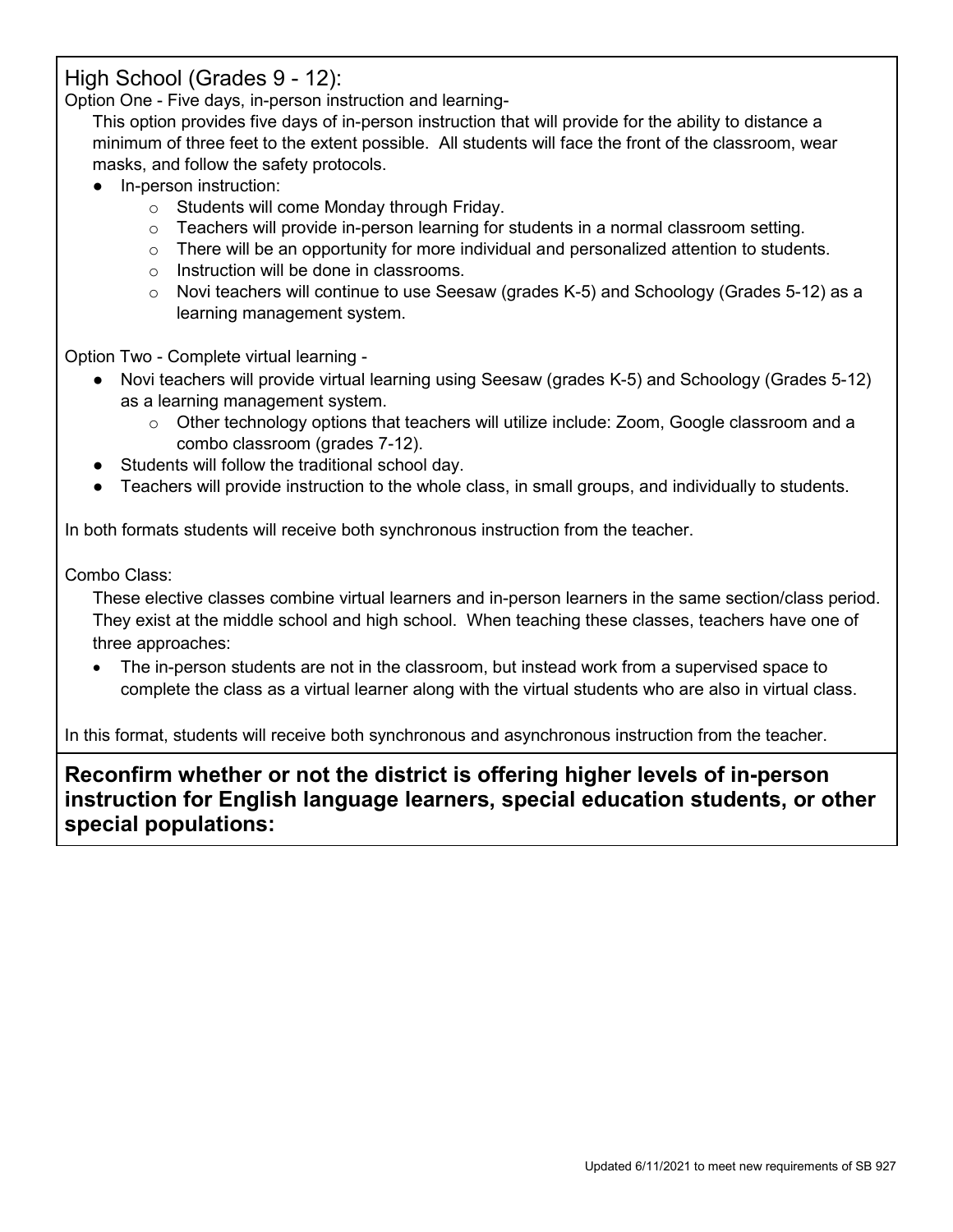## High School (Grades 9 - 12):

Option One - Five days, in-person instruction and learning-

This option provides five days of in-person instruction that will provide for the ability to distance a minimum of three feet to the extent possible. All students will face the front of the classroom, wear masks, and follow the safety protocols.

- In-person instruction:
  - Students will come Monday through Friday.
  - Teachers will provide in-person learning for students in a normal classroom setting.
  - There will be an opportunity for more individual and personalized attention to students.
  - Instruction will be done in classrooms.
  - Novi teachers will continue to use Seesaw (grades K-5) and Schoology (Grades 5-12) as a learning management system.

Option Two - Complete virtual learning -

- Novi teachers will provide virtual learning using Seesaw (grades K-5) and Schoology (Grades 5-12) as a learning management system.
  - Other technology options that teachers will utilize include: Zoom, Google classroom and a combo classroom (grades 7-12).
- Students will follow the traditional school day.
- Teachers will provide instruction to the whole class, in small groups, and individually to students.

In both formats students will receive both synchronous instruction from the teacher.

Combo Class:

These elective classes combine virtual learners and in-person learners in the same section/class period. They exist at the middle school and high school. When teaching these classes, teachers have one of three approaches:

- The in-person students are not in the classroom, but instead work from a supervised space to complete the class as a virtual learner along with the virtual students who are also in virtual class.

In this format, students will receive both synchronous and asynchronous instruction from the teacher.

**Reconfirm whether or not the district is offering higher levels of in-person instruction for English language learners, special education students, or other special populations:**

Updated 6/11/2021 to meet new requirements of SB 927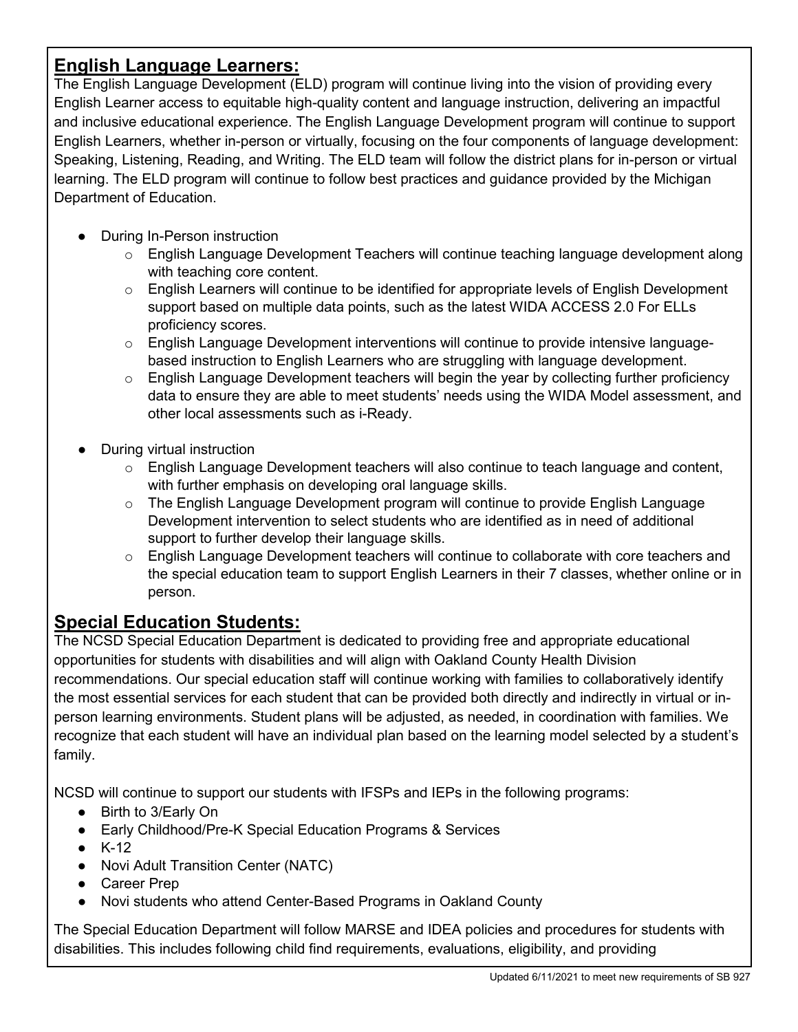## English Language Learners:

The English Language Development (ELD) program will continue living into the vision of providing every English Learner access to equitable high-quality content and language instruction, delivering an impactful and inclusive educational experience. The English Language Development program will continue to support English Learners, whether in-person or virtually, focusing on the four components of language development: Speaking, Listening, Reading, and Writing. The ELD team will follow the district plans for in-person or virtual learning. The ELD program will continue to follow best practices and guidance provided by the Michigan Department of Education.

- During In-Person instruction
  - English Language Development Teachers will continue teaching language development along with teaching core content.
  - English Learners will continue to be identified for appropriate levels of English Development support based on multiple data points, such as the latest WIDA ACCESS 2.0 For ELLs proficiency scores.
  - English Language Development interventions will continue to provide intensive language-based instruction to English Learners who are struggling with language development.
  - English Language Development teachers will begin the year by collecting further proficiency data to ensure they are able to meet students' needs using the WIDA Model assessment, and other local assessments such as i-Ready.
- During virtual instruction
  - English Language Development teachers will also continue to teach language and content, with further emphasis on developing oral language skills.
  - The English Language Development program will continue to provide English Language Development intervention to select students who are identified as in need of additional support to further develop their language skills.
  - English Language Development teachers will continue to collaborate with core teachers and the special education team to support English Learners in their 7 classes, whether online or in person.

## Special Education Students:

The NCSD Special Education Department is dedicated to providing free and appropriate educational opportunities for students with disabilities and will align with Oakland County Health Division recommendations. Our special education staff will continue working with families to collaboratively identify the most essential services for each student that can be provided both directly and indirectly in virtual or in-person learning environments. Student plans will be adjusted, as needed, in coordination with families. We recognize that each student will have an individual plan based on the learning model selected by a student's family.

NCSD will continue to support our students with IFSPs and IEPs in the following programs:

- Birth to 3/Early On
- Early Childhood/Pre-K Special Education Programs & Services
- K-12
- Novi Adult Transition Center (NATC)
- Career Prep
- Novi students who attend Center-Based Programs in Oakland County

The Special Education Department will follow MARSE and IDEA policies and procedures for students with disabilities. This includes following child find requirements, evaluations, eligibility, and providing

Updated 6/11/2021 to meet new requirements of SB 927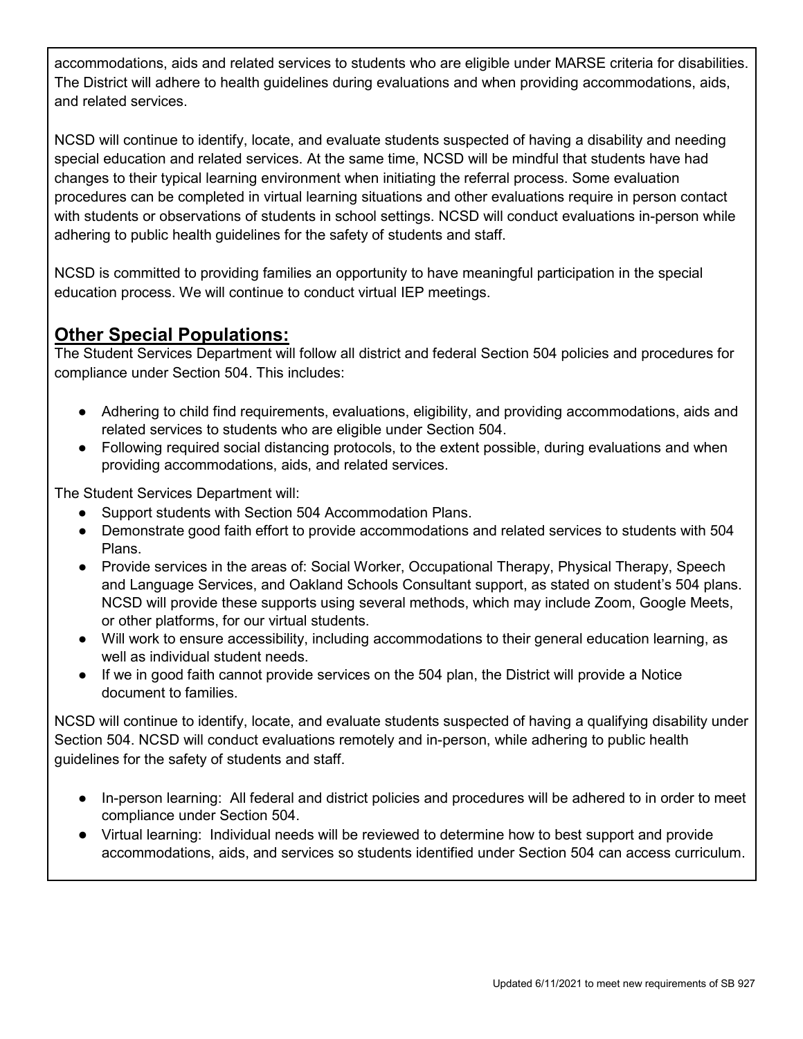accommodations, aids and related services to students who are eligible under MARSE criteria for disabilities. The District will adhere to health guidelines during evaluations and when providing accommodations, aids, and related services.

NCSD will continue to identify, locate, and evaluate students suspected of having a disability and needing special education and related services. At the same time, NCSD will be mindful that students have had changes to their typical learning environment when initiating the referral process. Some evaluation procedures can be completed in virtual learning situations and other evaluations require in person contact with students or observations of students in school settings. NCSD will conduct evaluations in-person while adhering to public health guidelines for the safety of students and staff.

NCSD is committed to providing families an opportunity to have meaningful participation in the special education process. We will continue to conduct virtual IEP meetings.

## Other Special Populations:

The Student Services Department will follow all district and federal Section 504 policies and procedures for compliance under Section 504. This includes:

- Adhering to child find requirements, evaluations, eligibility, and providing accommodations, aids and related services to students who are eligible under Section 504.
- Following required social distancing protocols, to the extent possible, during evaluations and when providing accommodations, aids, and related services.

The Student Services Department will:

- Support students with Section 504 Accommodation Plans.
- Demonstrate good faith effort to provide accommodations and related services to students with 504 Plans.
- Provide services in the areas of: Social Worker, Occupational Therapy, Physical Therapy, Speech and Language Services, and Oakland Schools Consultant support, as stated on student's 504 plans. NCSD will provide these supports using several methods, which may include Zoom, Google Meets, or other platforms, for our virtual students.
- Will work to ensure accessibility, including accommodations to their general education learning, as well as individual student needs.
- If we in good faith cannot provide services on the 504 plan, the District will provide a Notice document to families.

NCSD will continue to identify, locate, and evaluate students suspected of having a qualifying disability under Section 504. NCSD will conduct evaluations remotely and in-person, while adhering to public health guidelines for the safety of students and staff.

- In-person learning: All federal and district policies and procedures will be adhered to in order to meet compliance under Section 504.
- Virtual learning: Individual needs will be reviewed to determine how to best support and provide accommodations, aids, and services so students identified under Section 504 can access curriculum.

Updated 6/11/2021 to meet new requirements of SB 927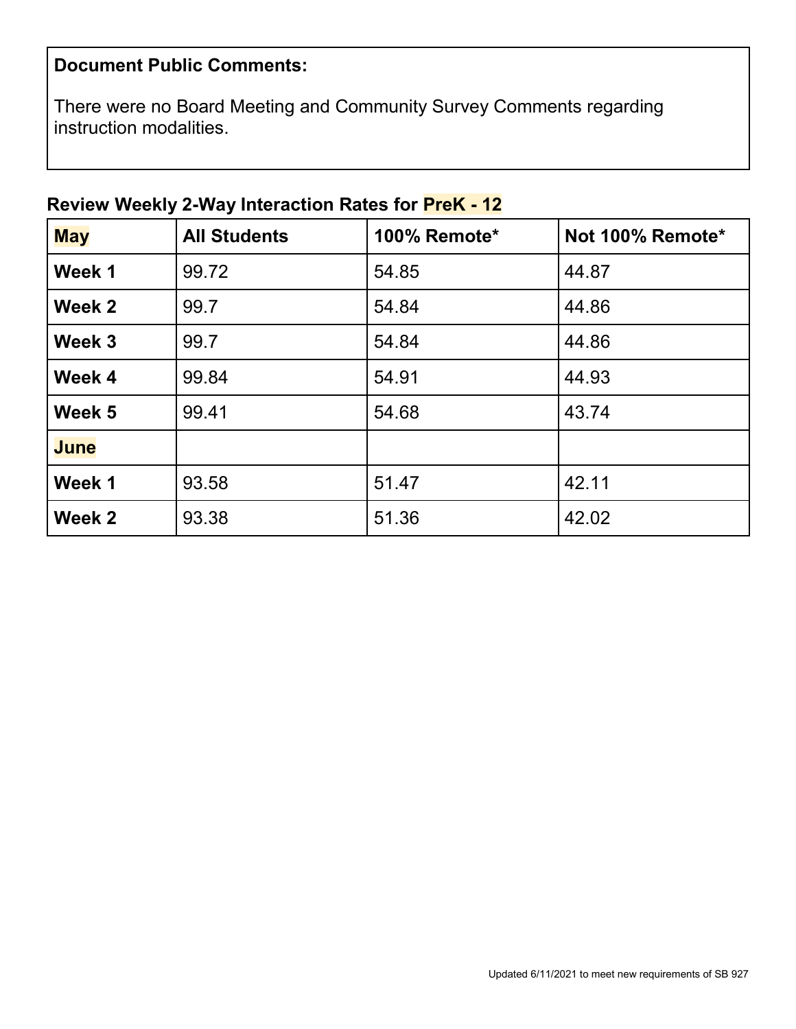**Document Public Comments:**

There were no Board Meeting and Community Survey Comments regarding instruction modalities.

### Review Weekly 2-Way Interaction Rates for PreK - 12

| May | All Students | 100% Remote* | Not 100% Remote* |
|---|---|---|---|
| Week 1 | 99.72 | 54.85 | 44.87 |
| Week 2 | 99.7 | 54.84 | 44.86 |
| Week 3 | 99.7 | 54.84 | 44.86 |
| Week 4 | 99.84 | 54.91 | 44.93 |
| Week 5 | 99.41 | 54.68 | 43.74 |
| June | | | |
| Week 1 | 93.58 | 51.47 | 42.11 |
| Week 2 | 93.38 | 51.36 | 42.02 |

Updated 6/11/2021 to meet new requirements of SB 927